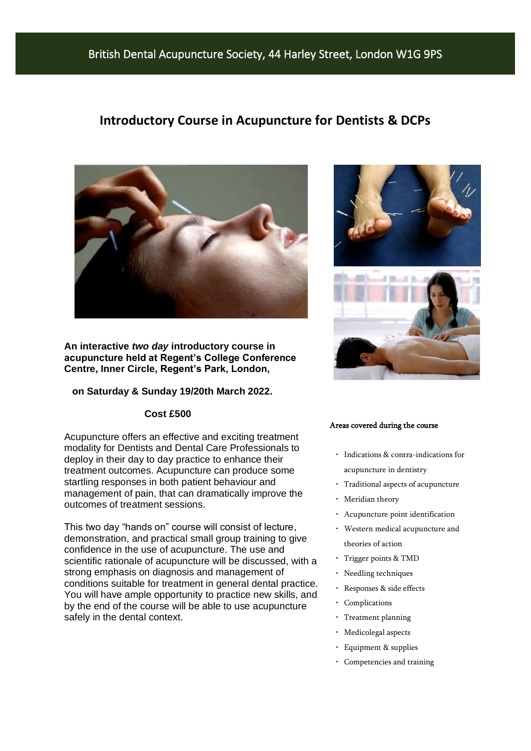British Dental Acupuncture Society, 44 Harley Street, London W1G 9PS

# Introductory Course in Acupuncture for Dentists & DCPs

**An interactive *two day* introductory course in acupuncture held at Regent's College Conference Centre, Inner Circle, Regent's Park, London,**

**on Saturday & Sunday 19/20th March 2022.**

**Cost £500**

Acupuncture offers an effective and exciting treatment modality for Dentists and Dental Care Professionals to deploy in their day to day practice to enhance their treatment outcomes. Acupuncture can produce some startling responses in both patient behaviour and management of pain, that can dramatically improve the outcomes of treatment sessions.

This two day "hands on" course will consist of lecture, demonstration, and practical small group training to give confidence in the use of acupuncture. The use and scientific rationale of acupuncture will be discussed, with a strong emphasis on diagnosis and management of conditions suitable for treatment in general dental practice. You will have ample opportunity to practice new skills, and by the end of the course will be able to use acupuncture safely in the dental context.

**Areas covered during the course**

- Indications & contra-indications for acupuncture in dentistry
- Traditional aspects of acupuncture
- Meridian theory
- Acupuncture point identification
- Western medical acupuncture and theories of action
- Trigger points & TMD
- Needling techniques
- Responses & side effects
- Complications
- Treatment planning
- Medicolegal aspects
- Equipment & supplies
- Competencies and training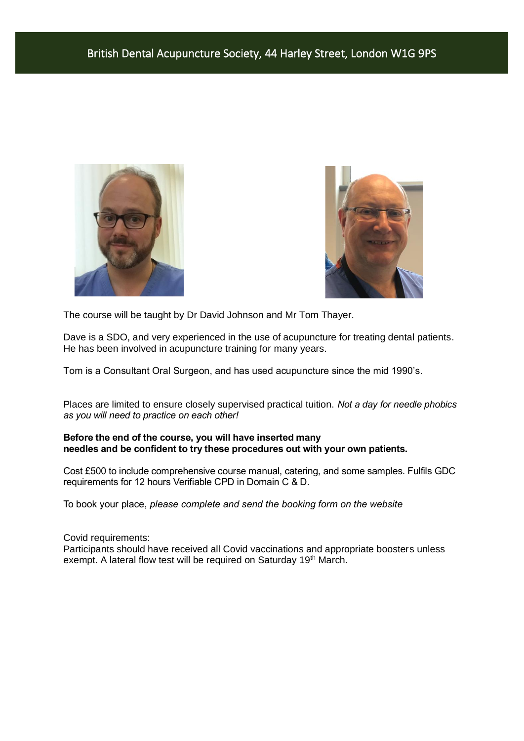British Dental Acupuncture Society, 44 Harley Street, London W1G 9PS

The course will be taught by Dr David Johnson and Mr Tom Thayer.

Dave is a SDO, and very experienced in the use of acupuncture for treating dental patients. He has been involved in acupuncture training for many years.

Tom is a Consultant Oral Surgeon, and has used acupuncture since the mid 1990's.

Places are limited to ensure closely supervised practical tuition. *Not a day for needle phobics as you will need to practice on each other!*

**Before the end of the course, you will have inserted many needles and be confident to try these procedures out with your own patients.**

Cost £500 to include comprehensive course manual, catering, and some samples. Fulfils GDC requirements for 12 hours Verifiable CPD in Domain C & D.

To book your place, *please complete and send the booking form on the website*

Covid requirements:
Participants should have received all Covid vaccinations and appropriate boosters unless exempt. A lateral flow test will be required on Saturday 19th March.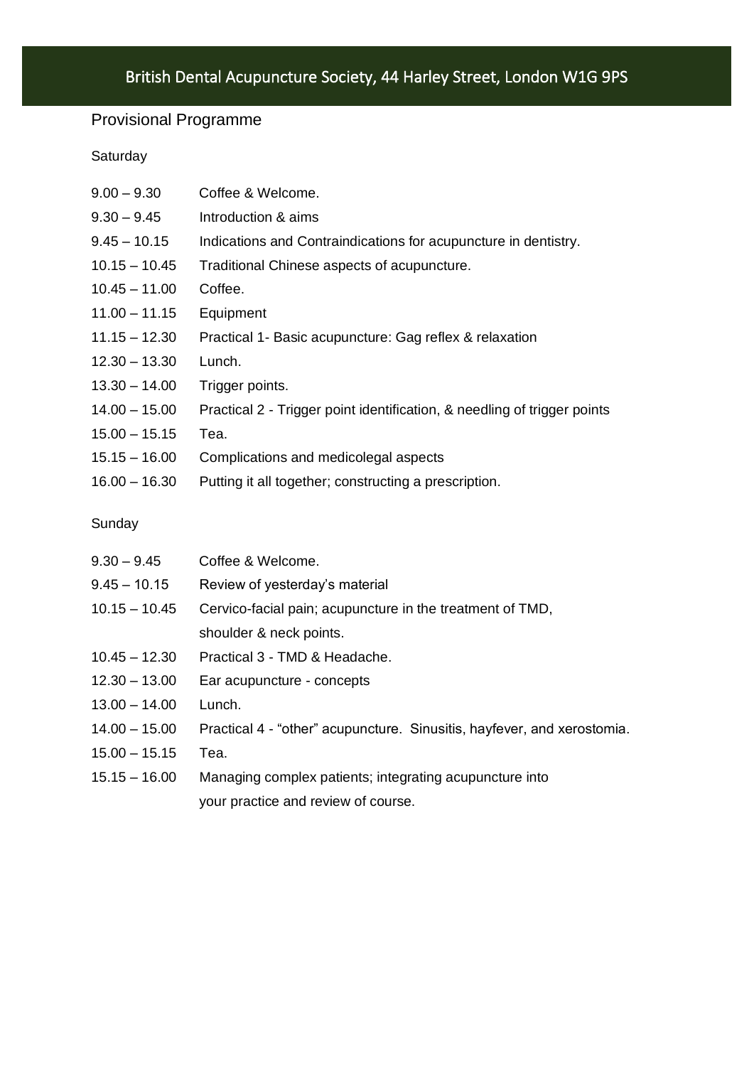British Dental Acupuncture Society, 44 Harley Street, London W1G 9PS

## Provisional Programme

### Saturday

| | |
|---|---|
| 9.00 – 9.30 | Coffee & Welcome. |
| 9.30 – 9.45 | Introduction & aims |
| 9.45 – 10.15 | Indications and Contraindications for acupuncture in dentistry. |
| 10.15 – 10.45 | Traditional Chinese aspects of acupuncture. |
| 10.45 – 11.00 | Coffee. |
| 11.00 – 11.15 | Equipment |
| 11.15 – 12.30 | Practical 1- Basic acupuncture: Gag reflex & relaxation |
| 12.30 – 13.30 | Lunch. |
| 13.30 – 14.00 | Trigger points. |
| 14.00 – 15.00 | Practical 2 - Trigger point identification, & needling of trigger points |
| 15.00 – 15.15 | Tea. |
| 15.15 – 16.00 | Complications and medicolegal aspects |
| 16.00 – 16.30 | Putting it all together; constructing a prescription. |

### Sunday

| | |
|---|---|
| 9.30 – 9.45 | Coffee & Welcome. |
| 9.45 – 10.15 | Review of yesterday's material |
| 10.15 – 10.45 | Cervico-facial pain; acupuncture in the treatment of TMD, shoulder & neck points. |
| 10.45 – 12.30 | Practical 3 - TMD & Headache. |
| 12.30 – 13.00 | Ear acupuncture - concepts |
| 13.00 – 14.00 | Lunch. |
| 14.00 – 15.00 | Practical 4 - "other" acupuncture. Sinusitis, hayfever, and xerostomia. |
| 15.00 – 15.15 | Tea. |
| 15.15 – 16.00 | Managing complex patients; integrating acupuncture into your practice and review of course. |